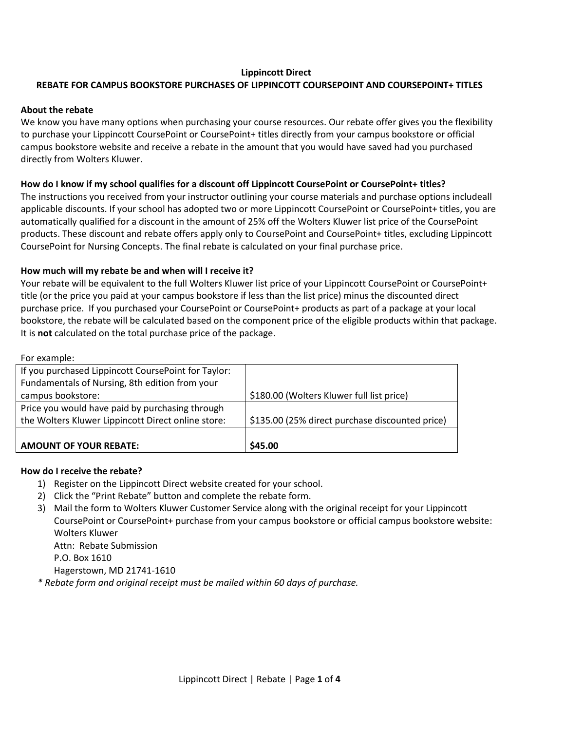**Lippincott Direct**

# REBATE FOR CAMPUS BOOKSTORE PURCHASES OF LIPPINCOTT COURSEPOINT AND COURSEPOINT+ TITLES

## About the rebate

We know you have many options when purchasing your course resources. Our rebate offer gives you the flexibility to purchase your Lippincott CoursePoint or CoursePoint+ titles directly from your campus bookstore or official campus bookstore website and receive a rebate in the amount that you would have saved had you purchased directly from Wolters Kluwer.

## How do I know if my school qualifies for a discount off Lippincott CoursePoint or CoursePoint+ titles?

The instructions you received from your instructor outlining your course materials and purchase options includeall applicable discounts. If your school has adopted two or more Lippincott CoursePoint or CoursePoint+ titles, you are automatically qualified for a discount in the amount of 25% off the Wolters Kluwer list price of the CoursePoint products. These discount and rebate offers apply only to CoursePoint and CoursePoint+ titles, excluding Lippincott CoursePoint for Nursing Concepts. The final rebate is calculated on your final purchase price.

## How much will my rebate be and when will I receive it?

Your rebate will be equivalent to the full Wolters Kluwer list price of your Lippincott CoursePoint or CoursePoint+ title (or the price you paid at your campus bookstore if less than the list price) minus the discounted direct purchase price. If you purchased your CoursePoint or CoursePoint+ products as part of a package at your local bookstore, the rebate will be calculated based on the component price of the eligible products within that package. It is **not** calculated on the total purchase price of the package.

For example:

| | |
|---|---|
| If you purchased Lippincott CoursePoint for Taylor: Fundamentals of Nursing, 8th edition from your campus bookstore: | $180.00 (Wolters Kluwer full list price) |
| Price you would have paid by purchasing through the Wolters Kluwer Lippincott Direct online store: | $135.00 (25% direct purchase discounted price) |
| **AMOUNT OF YOUR REBATE:** | **$45.00** |

## How do I receive the rebate?

1) Register on the Lippincott Direct website created for your school.
2) Click the "Print Rebate" button and complete the rebate form.
3) Mail the form to Wolters Kluwer Customer Service along with the original receipt for your Lippincott CoursePoint or CoursePoint+ purchase from your campus bookstore or official campus bookstore website:
   Wolters Kluwer
   Attn: Rebate Submission
   P.O. Box 1610
   Hagerstown, MD 21741-1610

*\* Rebate form and original receipt must be mailed within 60 days of purchase.*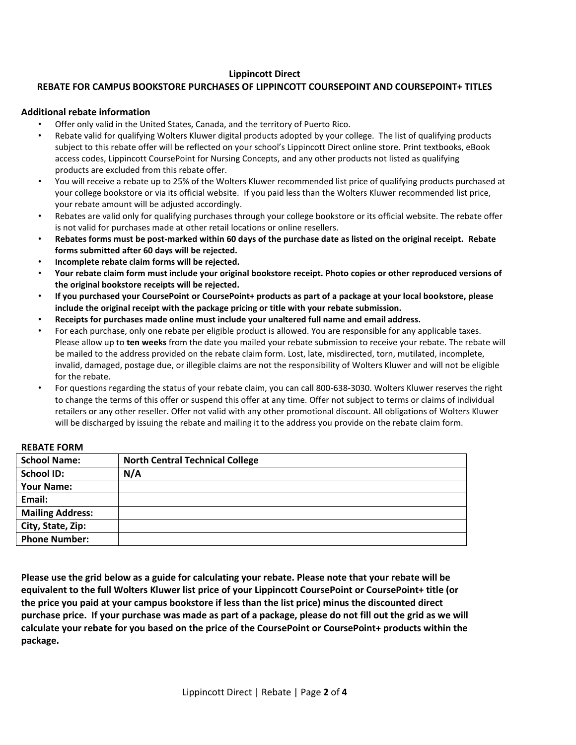**Lippincott Direct**

**REBATE FOR CAMPUS BOOKSTORE PURCHASES OF LIPPINCOTT COURSEPOINT AND COURSEPOINT+ TITLES**

### Additional rebate information

- Offer only valid in the United States, Canada, and the territory of Puerto Rico.
- Rebate valid for qualifying Wolters Kluwer digital products adopted by your college. The list of qualifying products subject to this rebate offer will be reflected on your school's Lippincott Direct online store. Print textbooks, eBook access codes, Lippincott CoursePoint for Nursing Concepts, and any other products not listed as qualifying products are excluded from this rebate offer.
- You will receive a rebate up to 25% of the Wolters Kluwer recommended list price of qualifying products purchased at your college bookstore or via its official website. If you paid less than the Wolters Kluwer recommended list price, your rebate amount will be adjusted accordingly.
- Rebates are valid only for qualifying purchases through your college bookstore or its official website. The rebate offer is not valid for purchases made at other retail locations or online resellers.
- **Rebates forms must be post-marked within 60 days of the purchase date as listed on the original receipt. Rebate forms submitted after 60 days will be rejected.**
- **Incomplete rebate claim forms will be rejected.**
- **Your rebate claim form must include your original bookstore receipt. Photo copies or other reproduced versions of the original bookstore receipts will be rejected.**
- **If you purchased your CoursePoint or CoursePoint+ products as part of a package at your local bookstore, please include the original receipt with the package pricing or title with your rebate submission.**
- **Receipts for purchases made online must include your unaltered full name and email address.**
- For each purchase, only one rebate per eligible product is allowed. You are responsible for any applicable taxes. Please allow up to **ten weeks** from the date you mailed your rebate submission to receive your rebate. The rebate will be mailed to the address provided on the rebate claim form. Lost, late, misdirected, torn, mutilated, incomplete, invalid, damaged, postage due, or illegible claims are not the responsibility of Wolters Kluwer and will not be eligible for the rebate.
- For questions regarding the status of your rebate claim, you can call 800-638-3030. Wolters Kluwer reserves the right to change the terms of this offer or suspend this offer at any time. Offer not subject to terms or claims of individual retailers or any other reseller. Offer not valid with any other promotional discount. All obligations of Wolters Kluwer will be discharged by issuing the rebate and mailing it to the address you provide on the rebate claim form.

**REBATE FORM**

| **School Name:** | **North Central Technical College** |
|---|---|
| **School ID:** | **N/A** |
| **Your Name:** | |
| **Email:** | |
| **Mailing Address:** | |
| **City, State, Zip:** | |
| **Phone Number:** | |

**Please use the grid below as a guide for calculating your rebate. Please note that your rebate will be equivalent to the full Wolters Kluwer list price of your Lippincott CoursePoint or CoursePoint+ title (or the price you paid at your campus bookstore if less than the list price) minus the discounted direct purchase price. If your purchase was made as part of a package, please do not fill out the grid as we will calculate your rebate for you based on the price of the CoursePoint or CoursePoint+ products within the package.**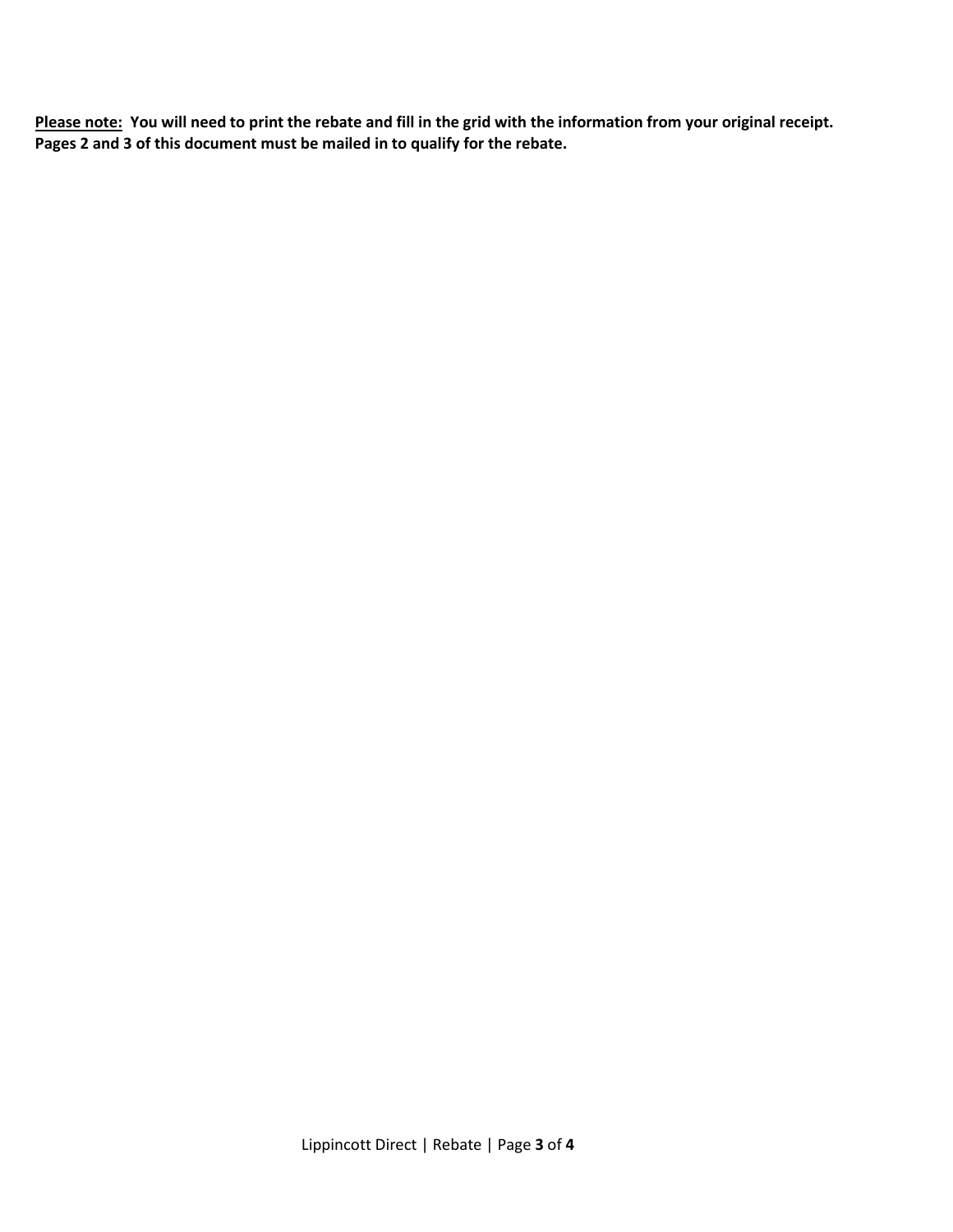**<u>Please note:</u> You will need to print the rebate and fill in the grid with the information from your original receipt. Pages 2 and 3 of this document must be mailed in to qualify for the rebate.**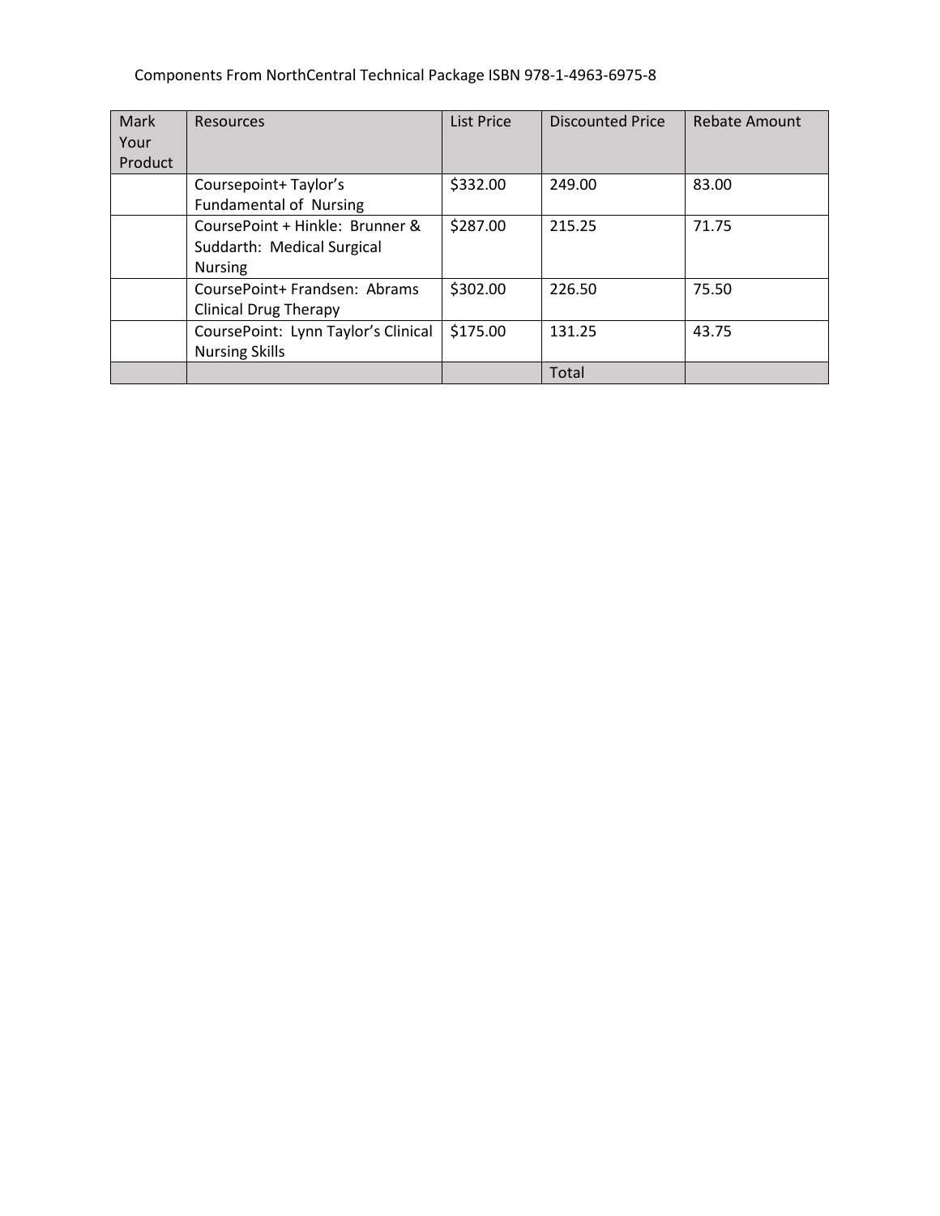Components From NorthCentral Technical Package ISBN 978-1-4963-6975-8

| Mark Your Product | Resources | List Price | Discounted Price | Rebate Amount |
|---|---|---|---|---|
| | Coursepoint+ Taylor's Fundamental of Nursing | $332.00 | 249.00 | 83.00 |
| | CoursePoint + Hinkle: Brunner & Suddarth: Medical Surgical Nursing | $287.00 | 215.25 | 71.75 |
| | CoursePoint+ Frandsen: Abrams Clinical Drug Therapy | $302.00 | 226.50 | 75.50 |
| | CoursePoint: Lynn Taylor's Clinical Nursing Skills | $175.00 | 131.25 | 43.75 |
| | | | Total | |